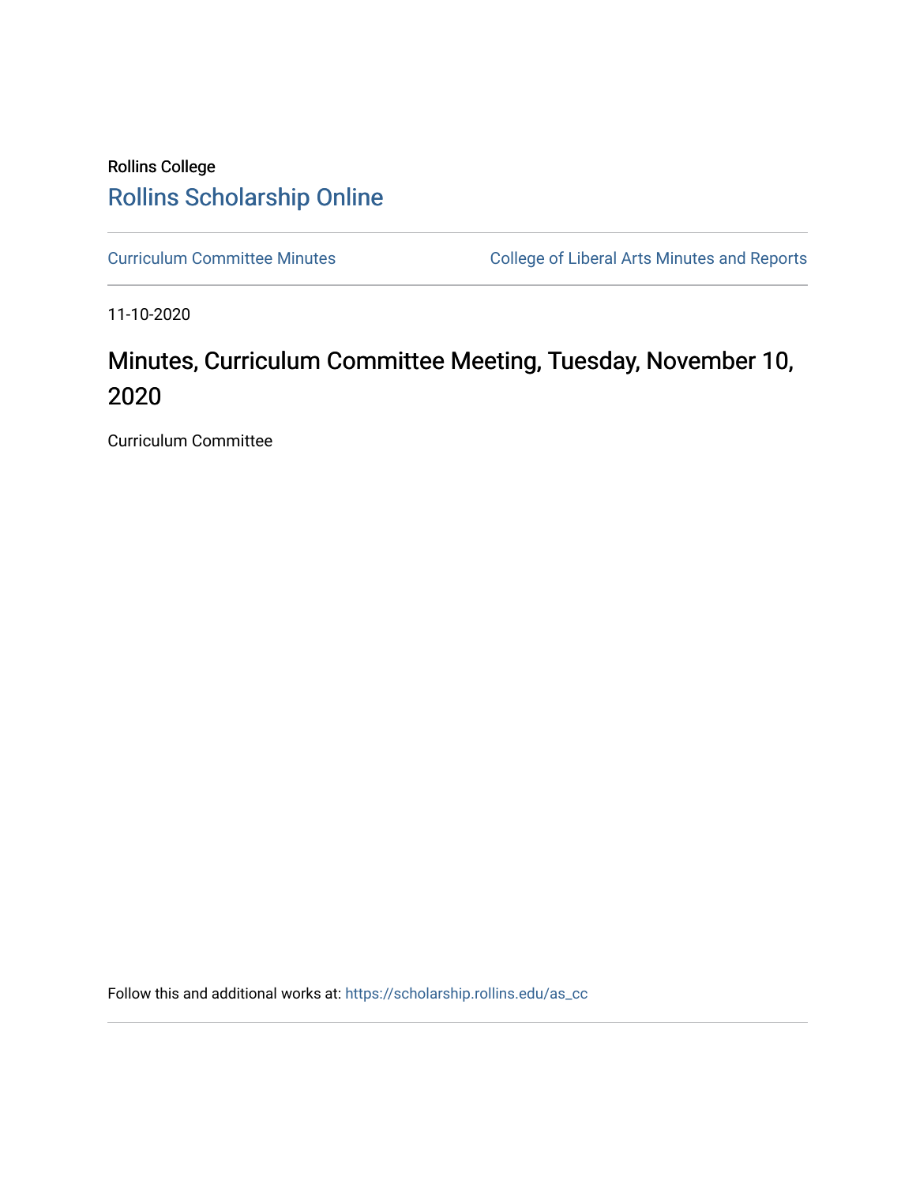Rollins College

Rollins Scholarship Online

Curriculum Committee Minutes

College of Liberal Arts Minutes and Reports

11-10-2020

# Minutes, Curriculum Committee Meeting, Tuesday, November 10, 2020

Curriculum Committee

Follow this and additional works at: https://scholarship.rollins.edu/as_cc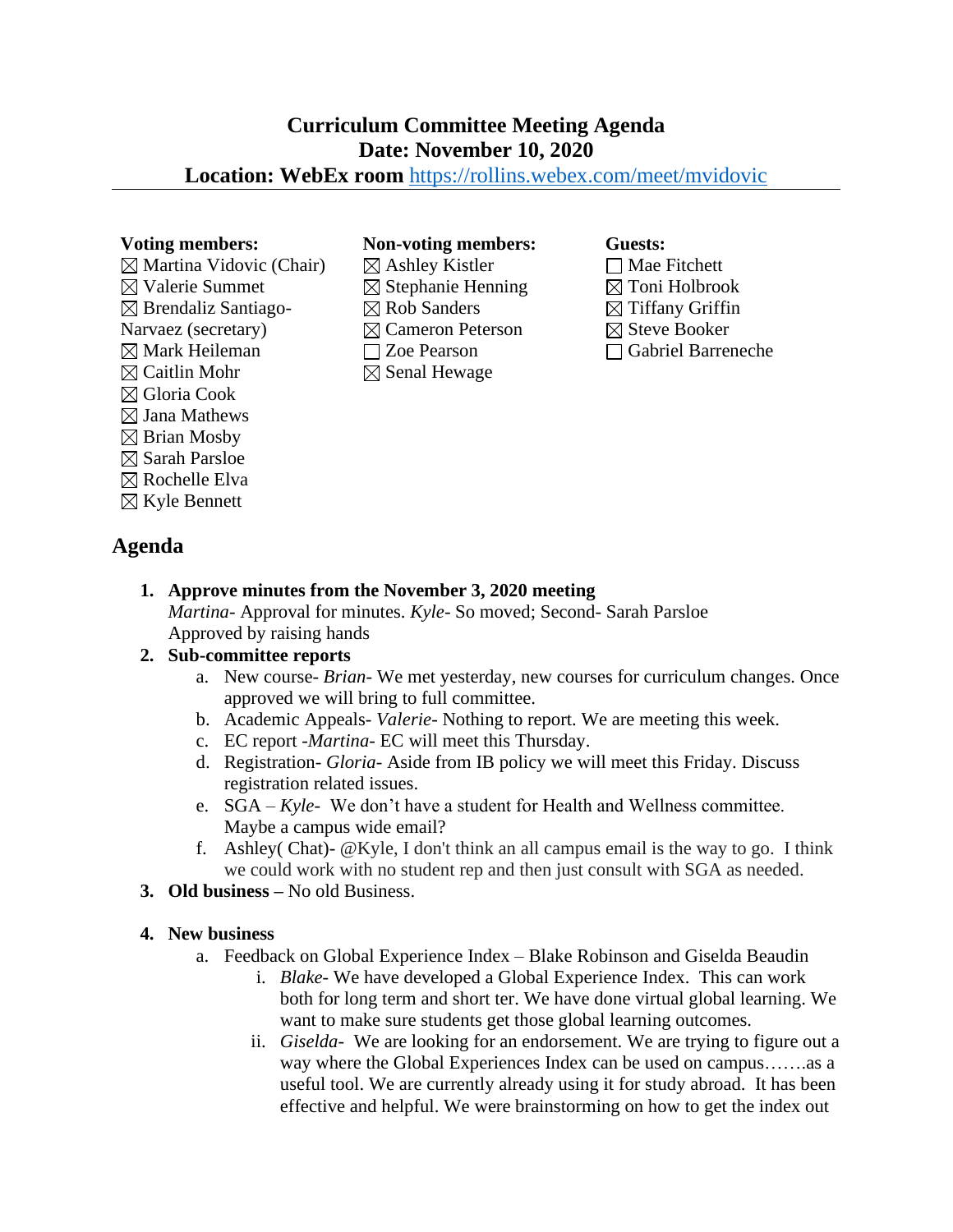# Curriculum Committee Meeting Agenda
# Date: November 10, 2020
# Location: WebEx room https://rollins.webex.com/meet/mvidovic

**Voting members:**
- ☒ Martina Vidovic (Chair)
- ☒ Valerie Summet
- ☒ Brendaliz Santiago-Narvaez (secretary)
- ☒ Mark Heileman
- ☒ Caitlin Mohr
- ☒ Gloria Cook
- ☒ Jana Mathews
- ☒ Brian Mosby
- ☒ Sarah Parsloe
- ☒ Rochelle Elva
- ☒ Kyle Bennett

**Non-voting members:**
- ☒ Ashley Kistler
- ☒ Stephanie Henning
- ☒ Rob Sanders
- ☒ Cameron Peterson
- ☐ Zoe Pearson
- ☒ Senal Hewage

**Guests:**
- ☐ Mae Fitchett
- ☒ Toni Holbrook
- ☒ Tiffany Griffin
- ☒ Steve Booker
- ☐ Gabriel Barreneche

## Agenda

1. **Approve minutes from the November 3, 2020 meeting**
   *Martina*- Approval for minutes. *Kyle*- So moved; Second- Sarah Parsloe
   Approved by raising hands
2. **Sub-committee reports**
   a. New course- *Brian*- We met yesterday, new courses for curriculum changes. Once approved we will bring to full committee.
   b. Academic Appeals- *Valerie*- Nothing to report. We are meeting this week.
   c. EC report -*Martina*- EC will meet this Thursday.
   d. Registration- *Gloria*- Aside from IB policy we will meet this Friday. Discuss registration related issues.
   e. SGA – *Kyle*- We don't have a student for Health and Wellness committee. Maybe a campus wide email?
   f. Ashley( Chat)- @Kyle, I don't think an all campus email is the way to go. I think we could work with no student rep and then just consult with SGA as needed.
3. **Old business –** No old Business.

4. **New business**
   a. Feedback on Global Experience Index – Blake Robinson and Giselda Beaudin
      i. *Blake*- We have developed a Global Experience Index. This can work both for long term and short ter. We have done virtual global learning. We want to make sure students get those global learning outcomes.
      ii. *Giselda*- We are looking for an endorsement. We are trying to figure out a way where the Global Experiences Index can be used on campus…….as a useful tool. We are currently already using it for study abroad. It has been effective and helpful. We were brainstorming on how to get the index out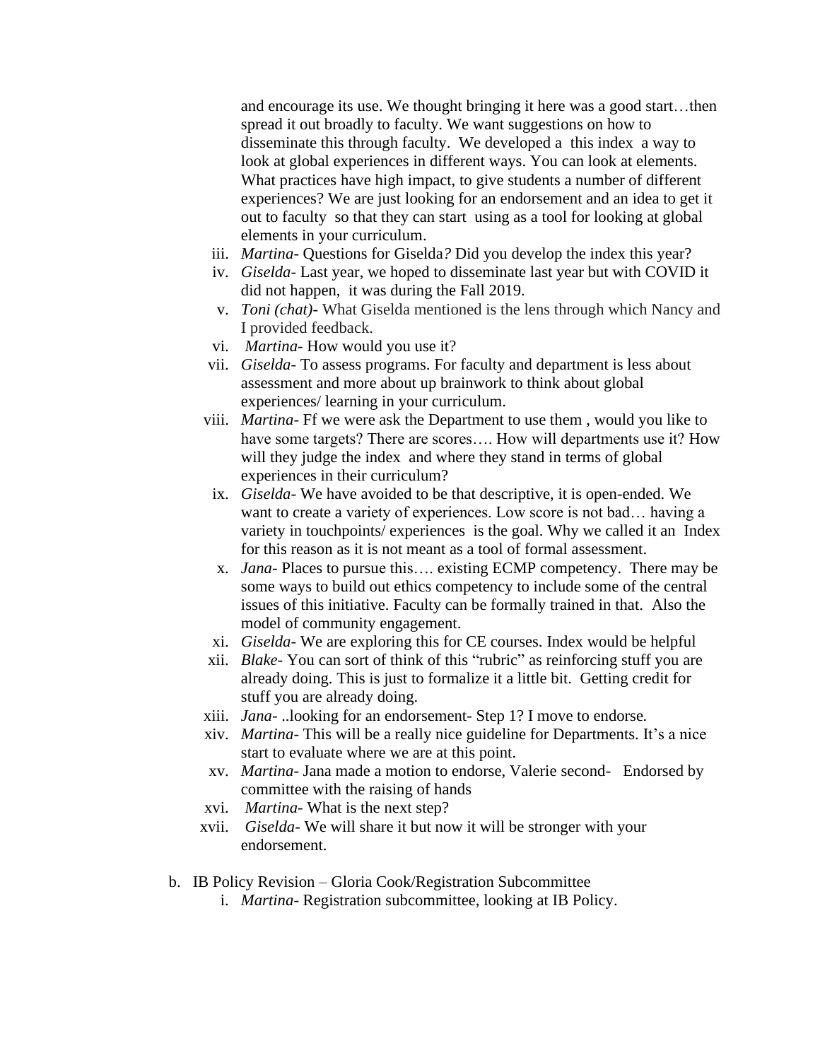and encourage its use. We thought bringing it here was a good start…then spread it out broadly to faculty. We want suggestions on how to disseminate this through faculty. We developed a this index a way to look at global experiences in different ways. You can look at elements. What practices have high impact, to give students a number of different experiences? We are just looking for an endorsement and an idea to get it out to faculty so that they can start using as a tool for looking at global elements in your curriculum.

iii. *Martina*- Questions for Giselda*?* Did you develop the index this year?
iv. *Giselda*- Last year, we hoped to disseminate last year but with COVID it did not happen, it was during the Fall 2019.
v. *Toni (chat)*- What Giselda mentioned is the lens through which Nancy and I provided feedback.
vi. *Martina*- How would you use it?
vii. *Giselda*- To assess programs. For faculty and department is less about assessment and more about up brainwork to think about global experiences/ learning in your curriculum.
viii. *Martina*- Ff we were ask the Department to use them , would you like to have some targets? There are scores…. How will departments use it? How will they judge the index and where they stand in terms of global experiences in their curriculum?
ix. *Giselda*- We have avoided to be that descriptive, it is open-ended. We want to create a variety of experiences. Low score is not bad… having a variety in touchpoints/ experiences is the goal. Why we called it an Index for this reason as it is not meant as a tool of formal assessment.
x. *Jana*- Places to pursue this…. existing ECMP competency. There may be some ways to build out ethics competency to include some of the central issues of this initiative. Faculty can be formally trained in that. Also the model of community engagement.
xi. *Giselda*- We are exploring this for CE courses. Index would be helpful
xii. *Blake*- You can sort of think of this "rubric" as reinforcing stuff you are already doing. This is just to formalize it a little bit. Getting credit for stuff you are already doing.
xiii. *Jana*- ..looking for an endorsement- Step 1? I move to endorse*.*
xiv. *Martina*- This will be a really nice guideline for Departments. It's a nice start to evaluate where we are at this point.
xv. *Martina*- Jana made a motion to endorse, Valerie second- Endorsed by committee with the raising of hands
xvi. *Martina*- What is the next step?
xvii. *Giselda*- We will share it but now it will be stronger with your endorsement.

b. IB Policy Revision – Gloria Cook/Registration Subcommittee
   i. *Martina*- Registration subcommittee, looking at IB Policy.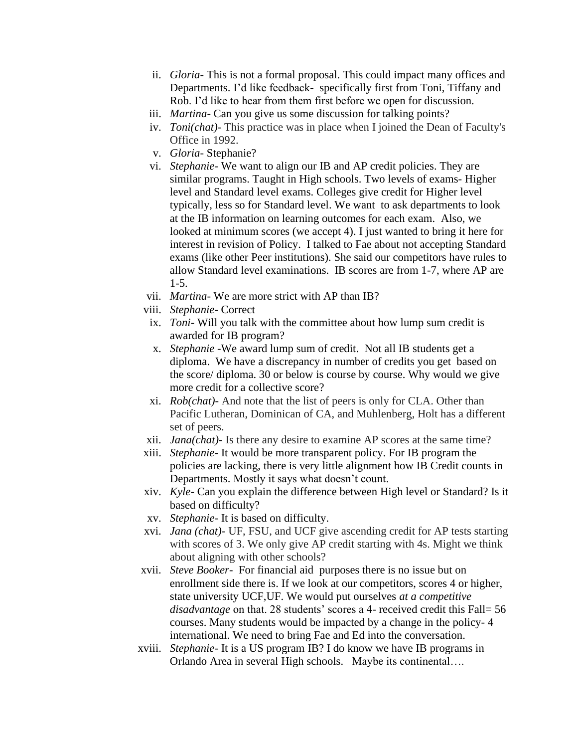ii. *Gloria*- This is not a formal proposal. This could impact many offices and Departments. I'd like feedback- specifically first from Toni, Tiffany and Rob. I'd like to hear from them first before we open for discussion.

iii. *Martina*- Can you give us some discussion for talking points?

iv. *Toni(chat)*- This practice was in place when I joined the Dean of Faculty's Office in 1992.

v. *Gloria*- Stephanie?

vi. *Stephanie*- We want to align our IB and AP credit policies. They are similar programs. Taught in High schools. Two levels of exams- Higher level and Standard level exams. Colleges give credit for Higher level typically, less so for Standard level. We want to ask departments to look at the IB information on learning outcomes for each exam. Also, we looked at minimum scores (we accept 4). I just wanted to bring it here for interest in revision of Policy. I talked to Fae about not accepting Standard exams (like other Peer institutions). She said our competitors have rules to allow Standard level examinations. IB scores are from 1-7, where AP are 1-5.

vii. *Martina*- We are more strict with AP than IB?

viii. *Stephanie*- Correct

ix. *Toni*- Will you talk with the committee about how lump sum credit is awarded for IB program?

x. *Stephanie* -We award lump sum of credit. Not all IB students get a diploma. We have a discrepancy in number of credits you get based on the score/ diploma. 30 or below is course by course. Why would we give more credit for a collective score?

xi. *Rob(chat)*- And note that the list of peers is only for CLA. Other than Pacific Lutheran, Dominican of CA, and Muhlenberg, Holt has a different set of peers.

xii. *Jana(chat)*- Is there any desire to examine AP scores at the same time?

xiii. *Stephanie*- It would be more transparent policy. For IB program the policies are lacking, there is very little alignment how IB Credit counts in Departments. Mostly it says what doesn't count.

xiv. *Kyle*- Can you explain the difference between High level or Standard? Is it based on difficulty?

xv. *Stephanie*- It is based on difficulty.

xvi. *Jana (chat)*- UF, FSU, and UCF give ascending credit for AP tests starting with scores of 3. We only give AP credit starting with 4s. Might we think about aligning with other schools?

xvii. *Steve Booker*- For financial aid purposes there is no issue but on enrollment side there is. If we look at our competitors, scores 4 or higher, state university UCF,UF. We would put ourselves *at a competitive disadvantage* on that. 28 students' scores a 4- received credit this Fall= 56 courses. Many students would be impacted by a change in the policy- 4 international. We need to bring Fae and Ed into the conversation.

xviii. *Stephanie*- It is a US program IB? I do know we have IB programs in Orlando Area in several High schools. Maybe its continental….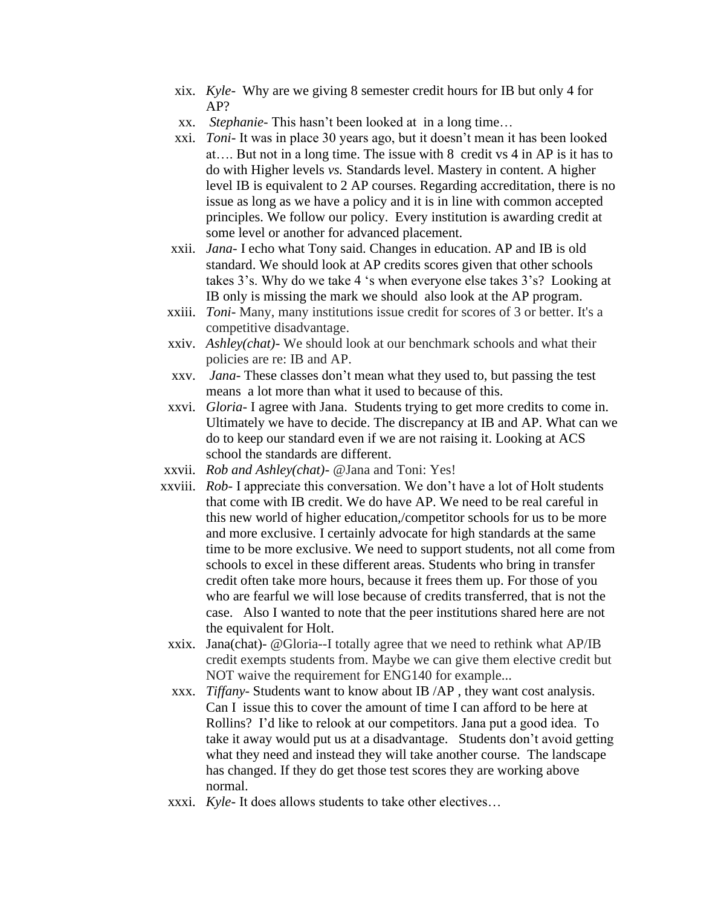xix. *Kyle*- Why are we giving 8 semester credit hours for IB but only 4 for AP?

xx. *Stephanie*- This hasn't been looked at in a long time…

xxi. *Toni*- It was in place 30 years ago, but it doesn't mean it has been looked at…. But not in a long time. The issue with 8 credit vs 4 in AP is it has to do with Higher levels *vs.* Standards level. Mastery in content. A higher level IB is equivalent to 2 AP courses. Regarding accreditation, there is no issue as long as we have a policy and it is in line with common accepted principles. We follow our policy. Every institution is awarding credit at some level or another for advanced placement.

xxii. *Jana*- I echo what Tony said. Changes in education. AP and IB is old standard. We should look at AP credits scores given that other schools takes 3's. Why do we take 4 's when everyone else takes 3's? Looking at IB only is missing the mark we should also look at the AP program.

xxiii. *Toni*- Many, many institutions issue credit for scores of 3 or better. It's a competitive disadvantage.

xxiv. *Ashley(chat)*- We should look at our benchmark schools and what their policies are re: IB and AP.

xxv. *Jana*- These classes don't mean what they used to, but passing the test means a lot more than what it used to because of this.

xxvi. *Gloria*- I agree with Jana. Students trying to get more credits to come in. Ultimately we have to decide. The discrepancy at IB and AP. What can we do to keep our standard even if we are not raising it. Looking at ACS school the standards are different.

xxvii. *Rob and Ashley(chat)*- @Jana and Toni: Yes!

xxviii. *Rob*- I appreciate this conversation. We don't have a lot of Holt students that come with IB credit. We do have AP. We need to be real careful in this new world of higher education,/competitor schools for us to be more and more exclusive. I certainly advocate for high standards at the same time to be more exclusive. We need to support students, not all come from schools to excel in these different areas. Students who bring in transfer credit often take more hours, because it frees them up. For those of you who are fearful we will lose because of credits transferred, that is not the case. Also I wanted to note that the peer institutions shared here are not the equivalent for Holt.

xxix. Jana(chat)- @Gloria--I totally agree that we need to rethink what AP/IB credit exempts students from. Maybe we can give them elective credit but NOT waive the requirement for ENG140 for example...

xxx. *Tiffany*- Students want to know about IB /AP , they want cost analysis. Can I issue this to cover the amount of time I can afford to be here at Rollins? I'd like to relook at our competitors. Jana put a good idea. To take it away would put us at a disadvantage. Students don't avoid getting what they need and instead they will take another course. The landscape has changed. If they do get those test scores they are working above normal.

xxxi. *Kyle*- It does allows students to take other electives…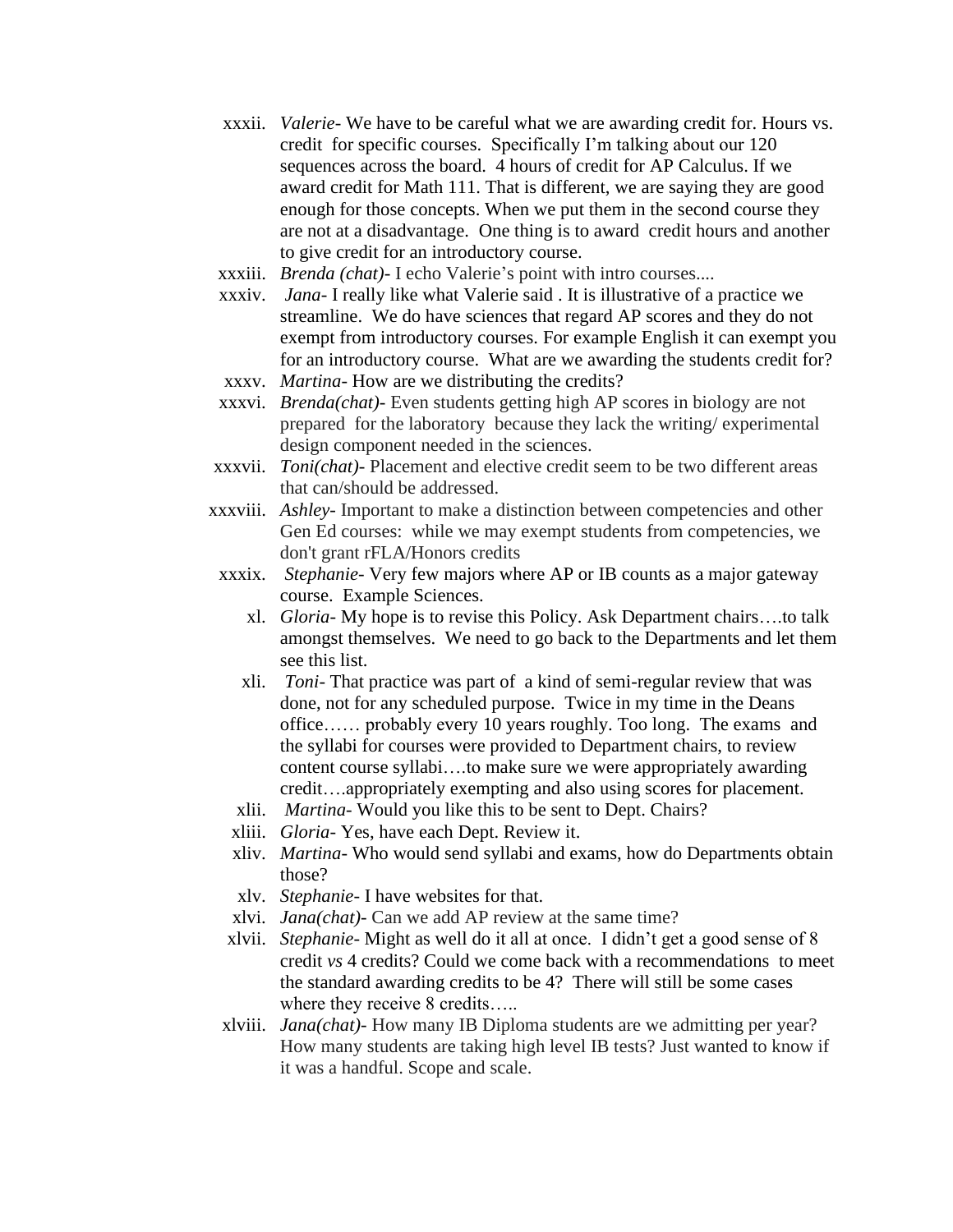xxxii. *Valerie*- We have to be careful what we are awarding credit for. Hours vs. credit for specific courses. Specifically I'm talking about our 120 sequences across the board. 4 hours of credit for AP Calculus. If we award credit for Math 111. That is different, we are saying they are good enough for those concepts. When we put them in the second course they are not at a disadvantage. One thing is to award credit hours and another to give credit for an introductory course.

xxxiii. *Brenda (chat)*- I echo Valerie's point with intro courses....

xxxiv. *Jana*- I really like what Valerie said . It is illustrative of a practice we streamline. We do have sciences that regard AP scores and they do not exempt from introductory courses. For example English it can exempt you for an introductory course. What are we awarding the students credit for?

xxxv. *Martina*- How are we distributing the credits?

xxxvi. *Brenda(chat)*- Even students getting high AP scores in biology are not prepared for the laboratory because they lack the writing/ experimental design component needed in the sciences.

xxxvii. *Toni(chat)*- Placement and elective credit seem to be two different areas that can/should be addressed.

xxxviii. *Ashley*- Important to make a distinction between competencies and other Gen Ed courses: while we may exempt students from competencies, we don't grant rFLA/Honors credits

xxxix. *Stephanie*- Very few majors where AP or IB counts as a major gateway course. Example Sciences.

xl. *Gloria*- My hope is to revise this Policy. Ask Department chairs….to talk amongst themselves. We need to go back to the Departments and let them see this list.

xli. *Toni*- That practice was part of a kind of semi-regular review that was done, not for any scheduled purpose. Twice in my time in the Deans office…… probably every 10 years roughly. Too long. The exams and the syllabi for courses were provided to Department chairs, to review content course syllabi….to make sure we were appropriately awarding credit….appropriately exempting and also using scores for placement.

xlii. *Martina*- Would you like this to be sent to Dept. Chairs?

xliii. *Gloria*- Yes, have each Dept. Review it.

xliv. *Martina*- Who would send syllabi and exams, how do Departments obtain those?

xlv. *Stephanie*- I have websites for that.

xlvi. *Jana(chat)*- Can we add AP review at the same time?

xlvii. *Stephanie*- Might as well do it all at once. I didn't get a good sense of 8 credit *vs* 4 credits? Could we come back with a recommendations to meet the standard awarding credits to be 4? There will still be some cases where they receive 8 credits…..

xlviii. *Jana(chat)*- How many IB Diploma students are we admitting per year? How many students are taking high level IB tests? Just wanted to know if it was a handful. Scope and scale.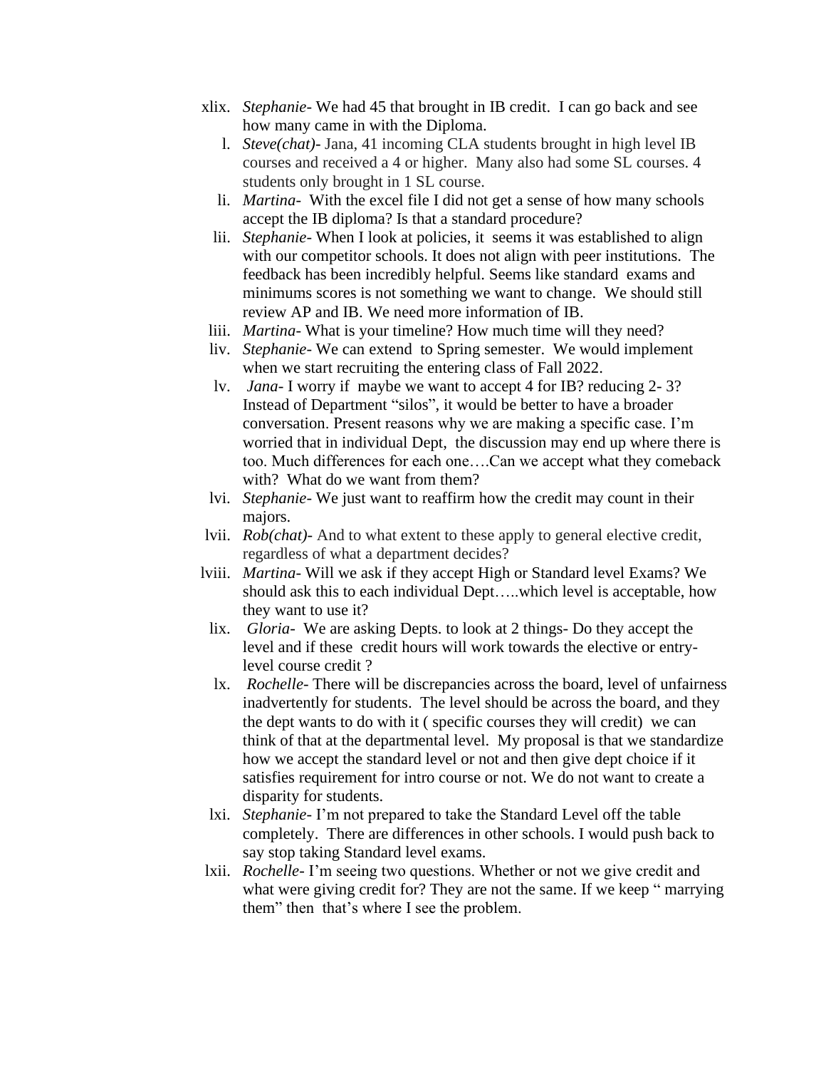xlix. *Stephanie*- We had 45 that brought in IB credit. I can go back and see how many came in with the Diploma.

l. *Steve(chat)*- Jana, 41 incoming CLA students brought in high level IB courses and received a 4 or higher. Many also had some SL courses. 4 students only brought in 1 SL course.

li. *Martina*- With the excel file I did not get a sense of how many schools accept the IB diploma? Is that a standard procedure?

lii. *Stephanie*- When I look at policies, it seems it was established to align with our competitor schools. It does not align with peer institutions. The feedback has been incredibly helpful. Seems like standard exams and minimums scores is not something we want to change. We should still review AP and IB. We need more information of IB.

liii. *Martina*- What is your timeline? How much time will they need?

liv. *Stephanie*- We can extend to Spring semester. We would implement when we start recruiting the entering class of Fall 2022.

lv. *Jana*- I worry if maybe we want to accept 4 for IB? reducing 2- 3? Instead of Department "silos", it would be better to have a broader conversation. Present reasons why we are making a specific case. I'm worried that in individual Dept, the discussion may end up where there is too. Much differences for each one….Can we accept what they comeback with? What do we want from them?

lvi. *Stephanie*- We just want to reaffirm how the credit may count in their majors.

lvii. *Rob(chat)*- And to what extent to these apply to general elective credit, regardless of what a department decides?

lviii. *Martina*- Will we ask if they accept High or Standard level Exams? We should ask this to each individual Dept…..which level is acceptable, how they want to use it?

lix. *Gloria*- We are asking Depts. to look at 2 things- Do they accept the level and if these credit hours will work towards the elective or entry-level course credit ?

lx. *Rochelle*- There will be discrepancies across the board, level of unfairness inadvertently for students. The level should be across the board, and they the dept wants to do with it ( specific courses they will credit) we can think of that at the departmental level. My proposal is that we standardize how we accept the standard level or not and then give dept choice if it satisfies requirement for intro course or not. We do not want to create a disparity for students.

lxi. *Stephanie*- I'm not prepared to take the Standard Level off the table completely. There are differences in other schools. I would push back to say stop taking Standard level exams.

lxii. *Rochelle*- I'm seeing two questions. Whether or not we give credit and what were giving credit for? They are not the same. If we keep " marrying them" then that's where I see the problem.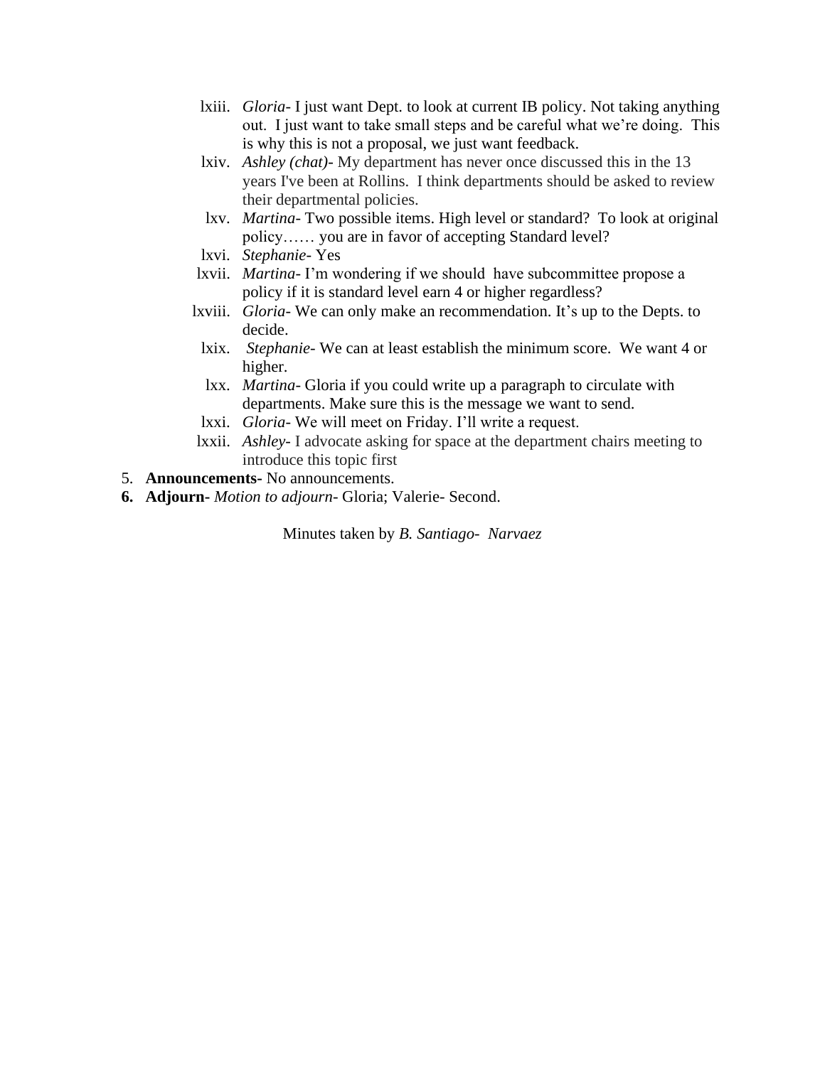lxiii. *Gloria*- I just want Dept. to look at current IB policy. Not taking anything out. I just want to take small steps and be careful what we're doing. This is why this is not a proposal, we just want feedback.

lxiv. *Ashley (chat)*- My department has never once discussed this in the 13 years I've been at Rollins. I think departments should be asked to review their departmental policies.

lxv. *Martina*- Two possible items. High level or standard? To look at original policy…… you are in favor of accepting Standard level?

lxvi. *Stephanie*- Yes

lxvii. *Martina*- I'm wondering if we should have subcommittee propose a policy if it is standard level earn 4 or higher regardless?

lxviii. *Gloria*- We can only make an recommendation. It's up to the Depts. to decide.

lxix. *Stephanie*- We can at least establish the minimum score. We want 4 or higher.

lxx. *Martina*- Gloria if you could write up a paragraph to circulate with departments. Make sure this is the message we want to send.

lxxi. *Gloria*- We will meet on Friday. I'll write a request.

lxxii. *Ashley*- I advocate asking for space at the department chairs meeting to introduce this topic first

5. **Announcements-** No announcements.
6. **Adjourn-** *Motion to adjourn*- Gloria; Valerie- Second.

Minutes taken by *B. Santiago- Narvaez*